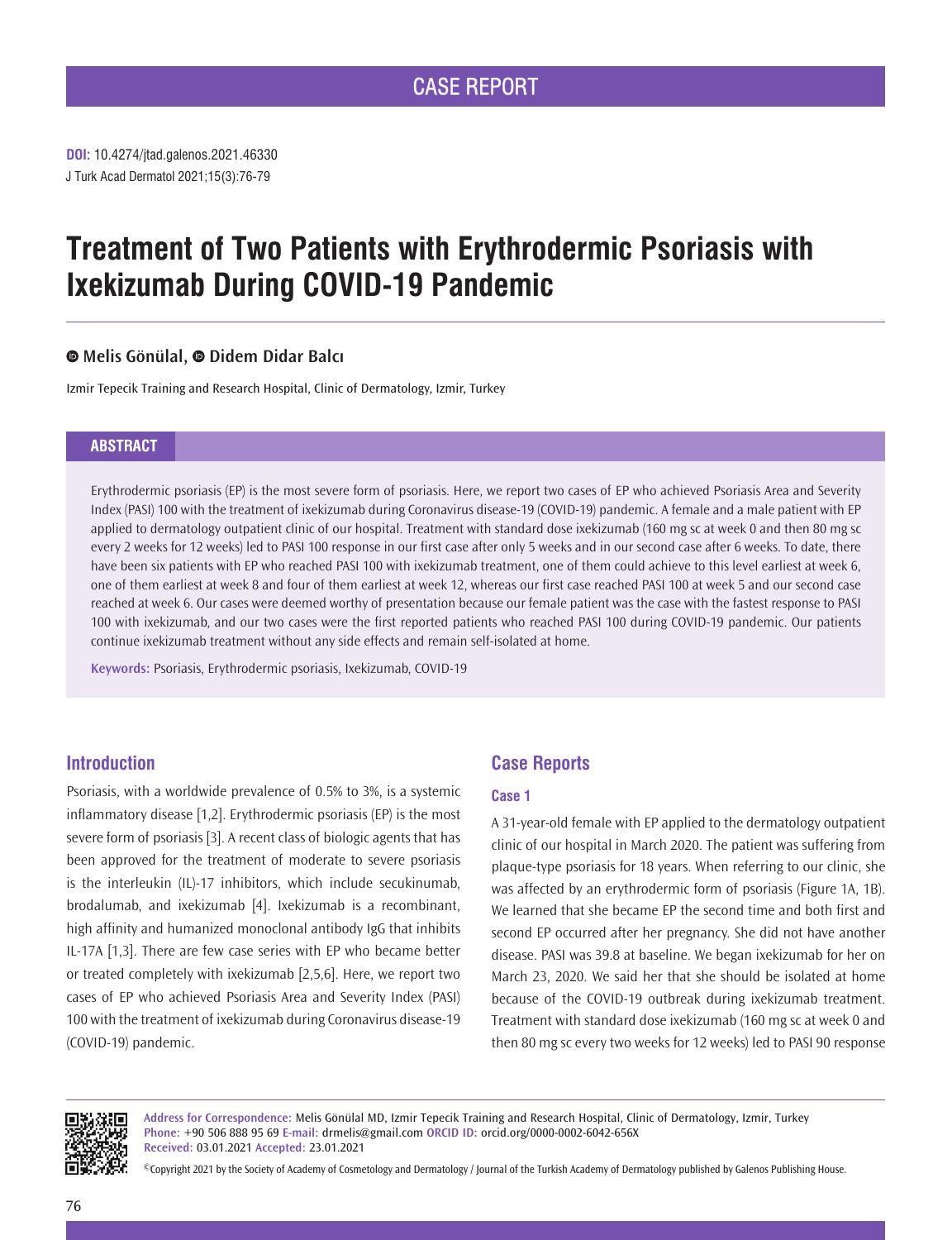CASE REPORT

**DOI:** 10.4274/jtad.galenos.2021.46330

# Treatment of Two Patients with Erythrodermic Psoriasis with Ixekizumab During COVID-19 Pandemic

**Melis Gönülal, Didem Didar Balcı**

Izmir Tepecik Training and Research Hospital, Clinic of Dermatology, Izmir, Turkey

## ABSTRACT

Erythrodermic psoriasis (EP) is the most severe form of psoriasis. Here, we report two cases of EP who achieved Psoriasis Area and Severity Index (PASI) 100 with the treatment of ixekizumab during Coronavirus disease-19 (COVID-19) pandemic. A female and a male patient with EP applied to dermatology outpatient clinic of our hospital. Treatment with standard dose ixekizumab (160 mg sc at week 0 and then 80 mg sc every 2 weeks for 12 weeks) led to PASI 100 response in our first case after only 5 weeks and in our second case after 6 weeks. To date, there have been six patients with EP who reached PASI 100 with ixekizumab treatment, one of them could achieve to this level earliest at week 6, one of them earliest at week 8 and four of them earliest at week 12, whereas our first case reached PASI 100 at week 5 and our second case reached at week 6. Our cases were deemed worthy of presentation because our female patient was the case with the fastest response to PASI 100 with ixekizumab, and our two cases were the first reported patients who reached PASI 100 during COVID-19 pandemic. Our patients continue ixekizumab treatment without any side effects and remain self-isolated at home.

**Keywords:** Psoriasis, Erythrodermic psoriasis, Ixekizumab, COVID-19

## Introduction

Psoriasis, with a worldwide prevalence of 0.5% to 3%, is a systemic inflammatory disease [1,2]. Erythrodermic psoriasis (EP) is the most severe form of psoriasis [3]. A recent class of biologic agents that has been approved for the treatment of moderate to severe psoriasis is the interleukin (IL)-17 inhibitors, which include secukinumab, brodalumab, and ixekizumab [4]. Ixekizumab is a recombinant, high affinity and humanized monoclonal antibody IgG that inhibits IL-17A [1,3]. There are few case series with EP who became better or treated completely with ixekizumab [2,5,6]. Here, we report two cases of EP who achieved Psoriasis Area and Severity Index (PASI) 100 with the treatment of ixekizumab during Coronavirus disease-19 (COVID-19) pandemic.

## Case Reports

### Case 1

A 31-year-old female with EP applied to the dermatology outpatient clinic of our hospital in March 2020. The patient was suffering from plaque-type psoriasis for 18 years. When referring to our clinic, she was affected by an erythrodermic form of psoriasis (Figure 1A, 1B). We learned that she became EP the second time and both first and second EP occurred after her pregnancy. She did not have another disease. PASI was 39.8 at baseline. We began ixekizumab for her on March 23, 2020. We said her that she should be isolated at home because of the COVID-19 outbreak during ixekizumab treatment. Treatment with standard dose ixekizumab (160 mg sc at week 0 and then 80 mg sc every two weeks for 12 weeks) led to PASI 90 response

**Address for Correspondence:** Melis Gönülal MD, Izmir Tepecik Training and Research Hospital, Clinic of Dermatology, Izmir, Turkey
**Phone:** +90 506 888 95 69 **E-mail:** drmelis@gmail.com **ORCID ID:** orcid.org/0000-0002-6042-656X
**Received:** 03.01.2021 **Accepted:** 23.01.2021

©Copyright 2021 by the Society of Academy of Cosmetology and Dermatology / Journal of the Turkish Academy of Dermatology published by Galenos Publishing House.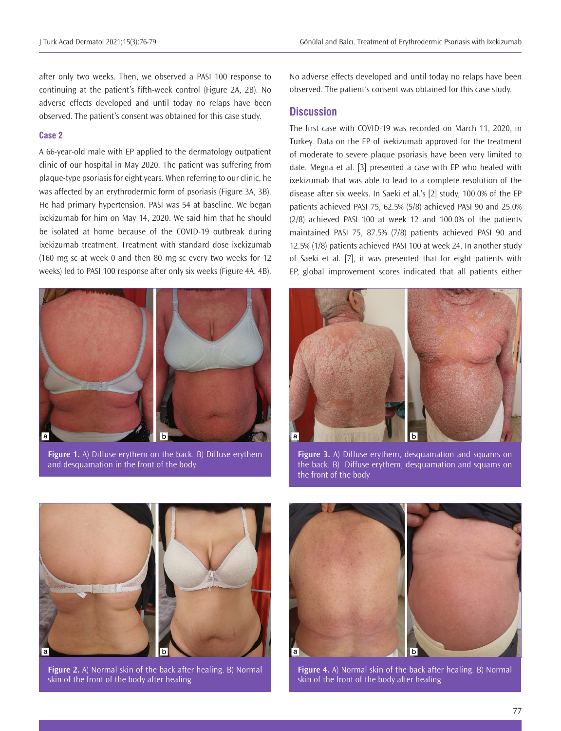after only two weeks. Then, we observed a PASI 100 response to continuing at the patient's fifth-week control (Figure 2A, 2B). No adverse effects developed and until today no relaps have been observed. The patient's consent was obtained for this case study.

### Case 2

A 66-year-old male with EP applied to the dermatology outpatient clinic of our hospital in May 2020. The patient was suffering from plaque-type psoriasis for eight years. When referring to our clinic, he was affected by an erythrodermic form of psoriasis (Figure 3A, 3B). He had primary hypertension. PASI was 54 at baseline. We began ixekizumab for him on May 14, 2020. We said him that he should be isolated at home because of the COVID-19 outbreak during ixekizumab treatment. Treatment with standard dose ixekizumab (160 mg sc at week 0 and then 80 mg sc every two weeks for 12 weeks) led to PASI 100 response after only six weeks (Figure 4A, 4B). No adverse effects developed and until today no relaps have been observed. The patient's consent was obtained for this case study.

## Discussion

The first case with COVID-19 was recorded on March 11, 2020, in Turkey. Data on the EP of ixekizumab approved for the treatment of moderate to severe plaque psoriasis have been very limited to date. Megna et al. [3] presented a case with EP who healed with ixekizumab that was able to lead to a complete resolution of the disease after six weeks. In Saeki et al.'s [2] study, 100.0% of the EP patients achieved PASI 75, 62.5% (5/8) achieved PASI 90 and 25.0% (2/8) achieved PASI 100 at week 12 and 100.0% of the patients maintained PASI 75, 87.5% (7/8) patients achieved PASI 90 and 12.5% (1/8) patients achieved PASI 100 at week 24. In another study of Saeki et al. [7], it was presented that for eight patients with EP, global improvement scores indicated that all patients either

**Figure 1.** A) Diffuse erythem on the back. B) Diffuse erythem and desquamation in the front of the body

**Figure 3.** A) Diffuse erythem, desquamation and squams on the back. B) Diffuse erythem, desquamation and squams on the front of the body

**Figure 2.** A) Normal skin of the back after healing. B) Normal skin of the front of the body after healing

**Figure 4.** A) Normal skin of the back after healing. B) Normal skin of the front of the body after healing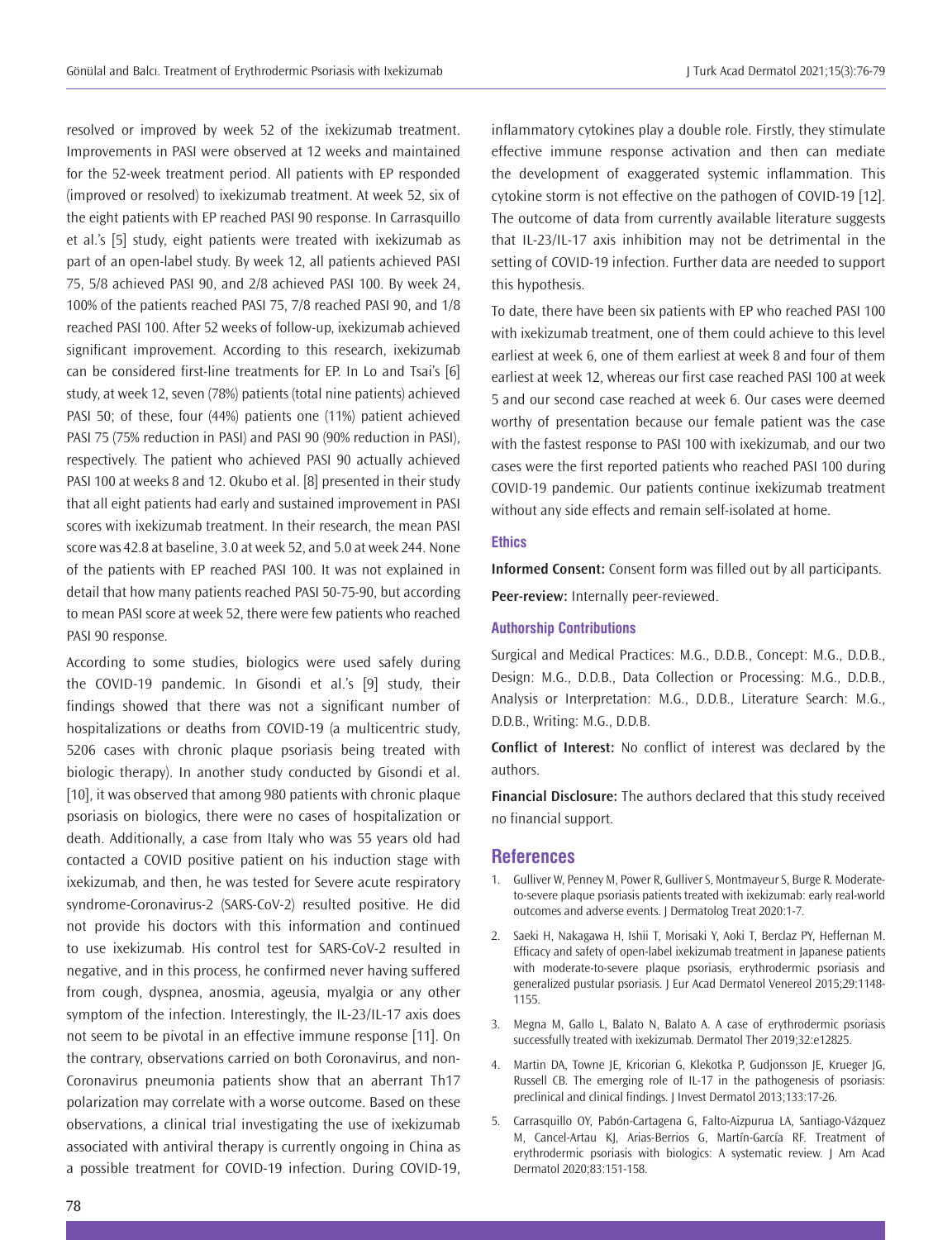resolved or improved by week 52 of the ixekizumab treatment. Improvements in PASI were observed at 12 weeks and maintained for the 52-week treatment period. All patients with EP responded (improved or resolved) to ixekizumab treatment. At week 52, six of the eight patients with EP reached PASI 90 response. In Carrasquillo et al.'s [5] study, eight patients were treated with ixekizumab as part of an open-label study. By week 12, all patients achieved PASI 75, 5/8 achieved PASI 90, and 2/8 achieved PASI 100. By week 24, 100% of the patients reached PASI 75, 7/8 reached PASI 90, and 1/8 reached PASI 100. After 52 weeks of follow-up, ixekizumab achieved significant improvement. According to this research, ixekizumab can be considered first-line treatments for EP. In Lo and Tsai's [6] study, at week 12, seven (78%) patients (total nine patients) achieved PASI 50; of these, four (44%) patients one (11%) patient achieved PASI 75 (75% reduction in PASI) and PASI 90 (90% reduction in PASI), respectively. The patient who achieved PASI 90 actually achieved PASI 100 at weeks 8 and 12. Okubo et al. [8] presented in their study that all eight patients had early and sustained improvement in PASI scores with ixekizumab treatment. In their research, the mean PASI score was 42.8 at baseline, 3.0 at week 52, and 5.0 at week 244. None of the patients with EP reached PASI 100. It was not explained in detail that how many patients reached PASI 50-75-90, but according to mean PASI score at week 52, there were few patients who reached PASI 90 response.

According to some studies, biologics were used safely during the COVID-19 pandemic. In Gisondi et al.'s [9] study, their findings showed that there was not a significant number of hospitalizations or deaths from COVID-19 (a multicentric study, 5206 cases with chronic plaque psoriasis being treated with biologic therapy). In another study conducted by Gisondi et al. [10], it was observed that among 980 patients with chronic plaque psoriasis on biologics, there were no cases of hospitalization or death. Additionally, a case from Italy who was 55 years old had contacted a COVID positive patient on his induction stage with ixekizumab, and then, he was tested for Severe acute respiratory syndrome-Coronavirus-2 (SARS-CoV-2) resulted positive. He did not provide his doctors with this information and continued to use ixekizumab. His control test for SARS-CoV-2 resulted in negative, and in this process, he confirmed never having suffered from cough, dyspnea, anosmia, ageusia, myalgia or any other symptom of the infection. Interestingly, the IL-23/IL-17 axis does not seem to be pivotal in an effective immune response [11]. On the contrary, observations carried on both Coronavirus, and non-Coronavirus pneumonia patients show that an aberrant Th17 polarization may correlate with a worse outcome. Based on these observations, a clinical trial investigating the use of ixekizumab associated with antiviral therapy is currently ongoing in China as a possible treatment for COVID-19 infection. During COVID-19, inflammatory cytokines play a double role. Firstly, they stimulate effective immune response activation and then can mediate the development of exaggerated systemic inflammation. This cytokine storm is not effective on the pathogen of COVID-19 [12]. The outcome of data from currently available literature suggests that IL-23/IL-17 axis inhibition may not be detrimental in the setting of COVID-19 infection. Further data are needed to support this hypothesis.

To date, there have been six patients with EP who reached PASI 100 with ixekizumab treatment, one of them could achieve to this level earliest at week 6, one of them earliest at week 8 and four of them earliest at week 12, whereas our first case reached PASI 100 at week 5 and our second case reached at week 6. Our cases were deemed worthy of presentation because our female patient was the case with the fastest response to PASI 100 with ixekizumab, and our two cases were the first reported patients who reached PASI 100 during COVID-19 pandemic. Our patients continue ixekizumab treatment without any side effects and remain self-isolated at home.

### Ethics

**Informed Consent:** Consent form was filled out by all participants.

**Peer-review:** Internally peer-reviewed.

### Authorship Contributions

Surgical and Medical Practices: M.G., D.D.B., Concept: M.G., D.D.B., Design: M.G., D.D.B., Data Collection or Processing: M.G., D.D.B., Analysis or Interpretation: M.G., D.D.B., Literature Search: M.G., D.D.B., Writing: M.G., D.D.B.

**Conflict of Interest:** No conflict of interest was declared by the authors.

**Financial Disclosure:** The authors declared that this study received no financial support.

## References

1. Gulliver W, Penney M, Power R, Gulliver S, Montmayeur S, Burge R. Moderate-to-severe plaque psoriasis patients treated with ixekizumab: early real-world outcomes and adverse events. J Dermatolog Treat 2020:1-7.
2. Saeki H, Nakagawa H, Ishii T, Morisaki Y, Aoki T, Berclaz PY, Heffernan M. Efficacy and safety of open-label ixekizumab treatment in Japanese patients with moderate-to-severe plaque psoriasis, erythrodermic psoriasis and generalized pustular psoriasis. J Eur Acad Dermatol Venereol 2015;29:1148-1155.
3. Megna M, Gallo L, Balato N, Balato A. A case of erythrodermic psoriasis successfully treated with ixekizumab. Dermatol Ther 2019;32:e12825.
4. Martin DA, Towne JE, Kricorian G, Klekotka P, Gudjonsson JE, Krueger JG, Russell CB. The emerging role of IL-17 in the pathogenesis of psoriasis: preclinical and clinical findings. J Invest Dermatol 2013;133:17-26.
5. Carrasquillo OY, Pabón-Cartagena G, Falto-Aizpurua LA, Santiago-Vázquez M, Cancel-Artau KJ, Arias-Berrios G, Martín-García RF. Treatment of erythrodermic psoriasis with biologics: A systematic review. J Am Acad Dermatol 2020;83:151-158.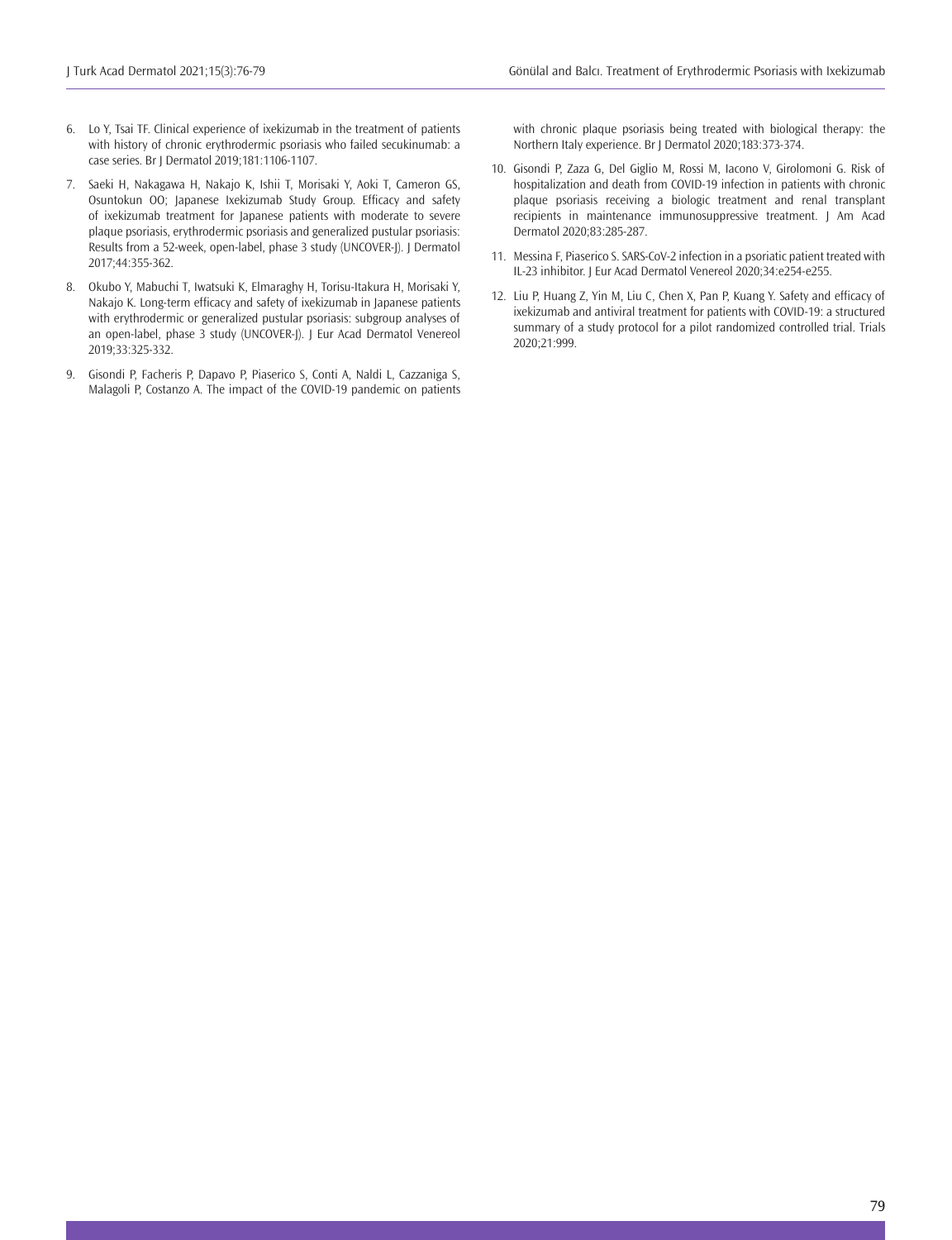6. Lo Y, Tsai TF. Clinical experience of ixekizumab in the treatment of patients with history of chronic erythrodermic psoriasis who failed secukinumab: a case series. Br J Dermatol 2019;181:1106-1107.
7. Saeki H, Nakagawa H, Nakajo K, Ishii T, Morisaki Y, Aoki T, Cameron GS, Osuntokun OO; Japanese Ixekizumab Study Group. Efficacy and safety of ixekizumab treatment for Japanese patients with moderate to severe plaque psoriasis, erythrodermic psoriasis and generalized pustular psoriasis: Results from a 52-week, open-label, phase 3 study (UNCOVER-J). J Dermatol 2017;44:355-362.
8. Okubo Y, Mabuchi T, Iwatsuki K, Elmaraghy H, Torisu-Itakura H, Morisaki Y, Nakajo K. Long-term efficacy and safety of ixekizumab in Japanese patients with erythrodermic or generalized pustular psoriasis: subgroup analyses of an open-label, phase 3 study (UNCOVER-J). J Eur Acad Dermatol Venereol 2019;33:325-332.
9. Gisondi P, Facheris P, Dapavo P, Piaserico S, Conti A, Naldi L, Cazzaniga S, Malagoli P, Costanzo A. The impact of the COVID-19 pandemic on patients with chronic plaque psoriasis being treated with biological therapy: the Northern Italy experience. Br J Dermatol 2020;183:373-374.
10. Gisondi P, Zaza G, Del Giglio M, Rossi M, Iacono V, Girolomoni G. Risk of hospitalization and death from COVID-19 infection in patients with chronic plaque psoriasis receiving a biologic treatment and renal transplant recipients in maintenance immunosuppressive treatment. J Am Acad Dermatol 2020;83:285-287.
11. Messina F, Piaserico S. SARS-CoV-2 infection in a psoriatic patient treated with IL-23 inhibitor. J Eur Acad Dermatol Venereol 2020;34:e254-e255.
12. Liu P, Huang Z, Yin M, Liu C, Chen X, Pan P, Kuang Y. Safety and efficacy of ixekizumab and antiviral treatment for patients with COVID-19: a structured summary of a study protocol for a pilot randomized controlled trial. Trials 2020;21:999.